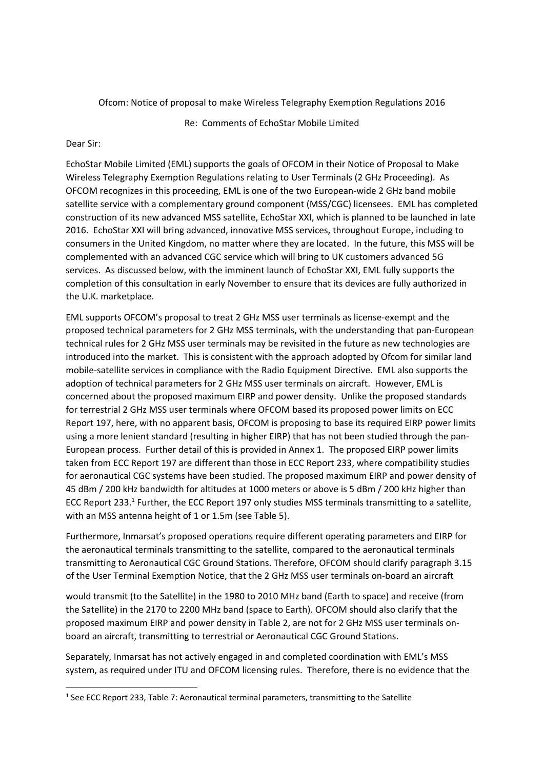Ofcom: Notice of proposal to make Wireless Telegraphy Exemption Regulations 2016

Re: Comments of EchoStar Mobile Limited

Dear Sir:

EchoStar Mobile Limited (EML) supports the goals of OFCOM in their Notice of Proposal to Make Wireless Telegraphy Exemption Regulations relating to User Terminals (2 GHz Proceeding). As OFCOM recognizes in this proceeding, EML is one of the two European-wide 2 GHz band mobile satellite service with a complementary ground component (MSS/CGC) licensees. EML has completed construction of its new advanced MSS satellite, EchoStar XXI, which is planned to be launched in late 2016. EchoStar XXI will bring advanced, innovative MSS services, throughout Europe, including to consumers in the United Kingdom, no matter where they are located. In the future, this MSS will be complemented with an advanced CGC service which will bring to UK customers advanced 5G services. As discussed below, with the imminent launch of EchoStar XXI, EML fully supports the completion of this consultation in early November to ensure that its devices are fully authorized in the U.K. marketplace.

EML supports OFCOM's proposal to treat 2 GHz MSS user terminals as license-exempt and the proposed technical parameters for 2 GHz MSS terminals, with the understanding that pan-European technical rules for 2 GHz MSS user terminals may be revisited in the future as new technologies are introduced into the market. This is consistent with the approach adopted by Ofcom for similar land mobile-satellite services in compliance with the Radio Equipment Directive. EML also supports the adoption of technical parameters for 2 GHz MSS user terminals on aircraft. However, EML is concerned about the proposed maximum EIRP and power density. Unlike the proposed standards for terrestrial 2 GHz MSS user terminals where OFCOM based its proposed power limits on ECC Report 197, here, with no apparent basis, OFCOM is proposing to base its required EIRP power limits using a more lenient standard (resulting in higher EIRP) that has not been studied through the pan-European process. Further detail of this is provided in Annex 1. The proposed EIRP power limits taken from ECC Report 197 are different than those in ECC Report 233, where compatibility studies for aeronautical CGC systems have been studied. The proposed maximum EIRP and power density of 45 dBm / 200 kHz bandwidth for altitudes at 1000 meters or above is 5 dBm / 200 kHz higher than ECC Report 233.[1] Further, the ECC Report 197 only studies MSS terminals transmitting to a satellite, with an MSS antenna height of 1 or 1.5m (see Table 5).

Furthermore, Inmarsat's proposed operations require different operating parameters and EIRP for the aeronautical terminals transmitting to the satellite, compared to the aeronautical terminals transmitting to Aeronautical CGC Ground Stations. Therefore, OFCOM should clarify paragraph 3.15 of the User Terminal Exemption Notice, that the 2 GHz MSS user terminals on-board an aircraft would transmit (to the Satellite) in the 1980 to 2010 MHz band (Earth to space) and receive (from the Satellite) in the 2170 to 2200 MHz band (space to Earth). OFCOM should also clarify that the proposed maximum EIRP and power density in Table 2, are not for 2 GHz MSS user terminals on-board an aircraft, transmitting to terrestrial or Aeronautical CGC Ground Stations.

Separately, Inmarsat has not actively engaged in and completed coordination with EML's MSS system, as required under ITU and OFCOM licensing rules. Therefore, there is no evidence that the

[1] See ECC Report 233, Table 7: Aeronautical terminal parameters, transmitting to the Satellite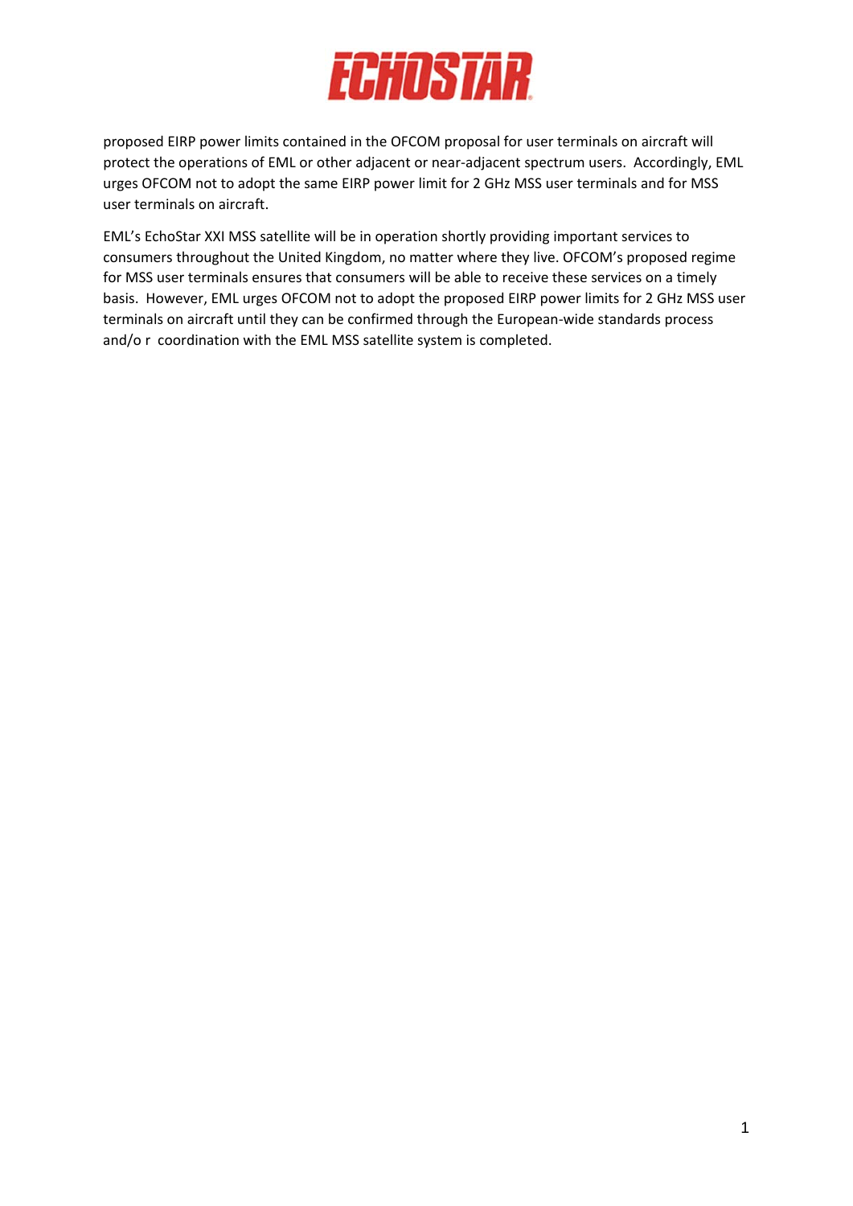proposed EIRP power limits contained in the OFCOM proposal for user terminals on aircraft will protect the operations of EML or other adjacent or near-adjacent spectrum users. Accordingly, EML urges OFCOM not to adopt the same EIRP power limit for 2 GHz MSS user terminals and for MSS user terminals on aircraft.

EML's EchoStar XXI MSS satellite will be in operation shortly providing important services to consumers throughout the United Kingdom, no matter where they live. OFCOM's proposed regime for MSS user terminals ensures that consumers will be able to receive these services on a timely basis. However, EML urges OFCOM not to adopt the proposed EIRP power limits for 2 GHz MSS user terminals on aircraft until they can be confirmed through the European-wide standards process and/o r coordination with the EML MSS satellite system is completed.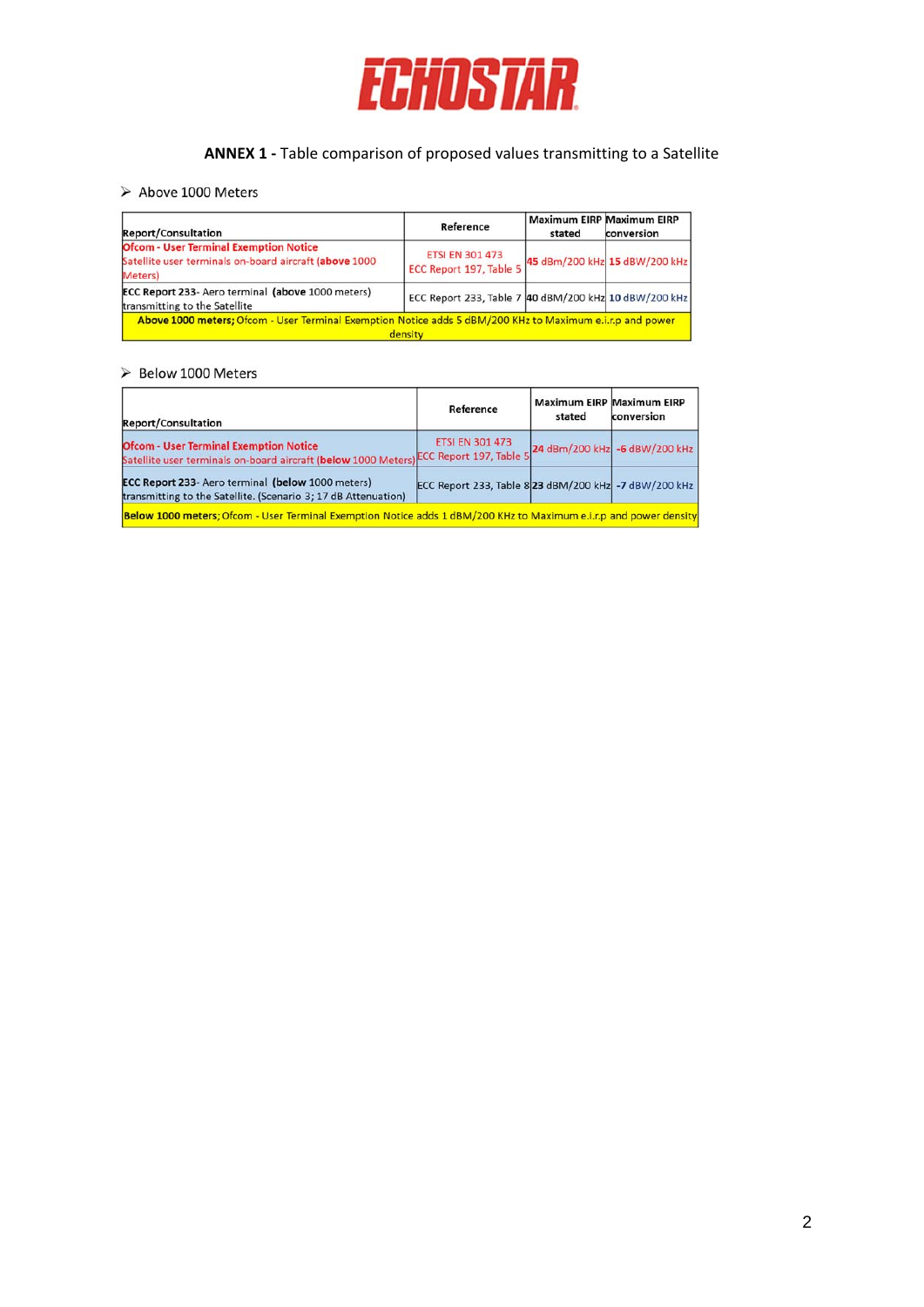**ANNEX 1 -** Table comparison of proposed values transmitting to a Satellite

- Above 1000 Meters

| Report/Consultation | Reference | Maximum EIRP stated | Maximum EIRP conversion |
|---|---|---|---|
| **Ofcom - User Terminal Exemption Notice** Satellite user terminals on-board aircraft (**above** 1000 Meters) | ETSI EN 301 473 ECC Report 197, Table 5 | **45** dBm/200 kHz | **15** dBW/200 kHz |
| **ECC Report 233**- Aero terminal (**above** 1000 meters) transmitting to the Satellite | ECC Report 233, Table 7 | **40** dBM/200 kHz | **10** dBW/200 kHz |
| **Above 1000 meters;** Ofcom - User Terminal Exemption Notice adds 5 dBM/200 KHz to Maximum e.i.r.p and power density | | | |

- Below 1000 Meters

| Report/Consultation | Reference | Maximum EIRP stated | Maximum EIRP conversion |
|---|---|---|---|
| **Ofcom - User Terminal Exemption Notice** Satellite user terminals on-board aircraft (**below** 1000 Meters) | ETSI EN 301 473 ECC Report 197, Table 5 | **24** dBm/200 kHz | **-6** dBW/200 kHz |
| **ECC Report 233**- Aero terminal (**below** 1000 meters) transmitting to the Satellite. (Scenario 3; 17 dB Attenuation) | ECC Report 233, Table 8 | **23** dBM/200 kHz | **-7** dBW/200 kHz |
| **Below 1000 meters;** Ofcom - User Terminal Exemption Notice adds 1 dBM/200 KHz to Maximum e.i.r.p and power density | | | |